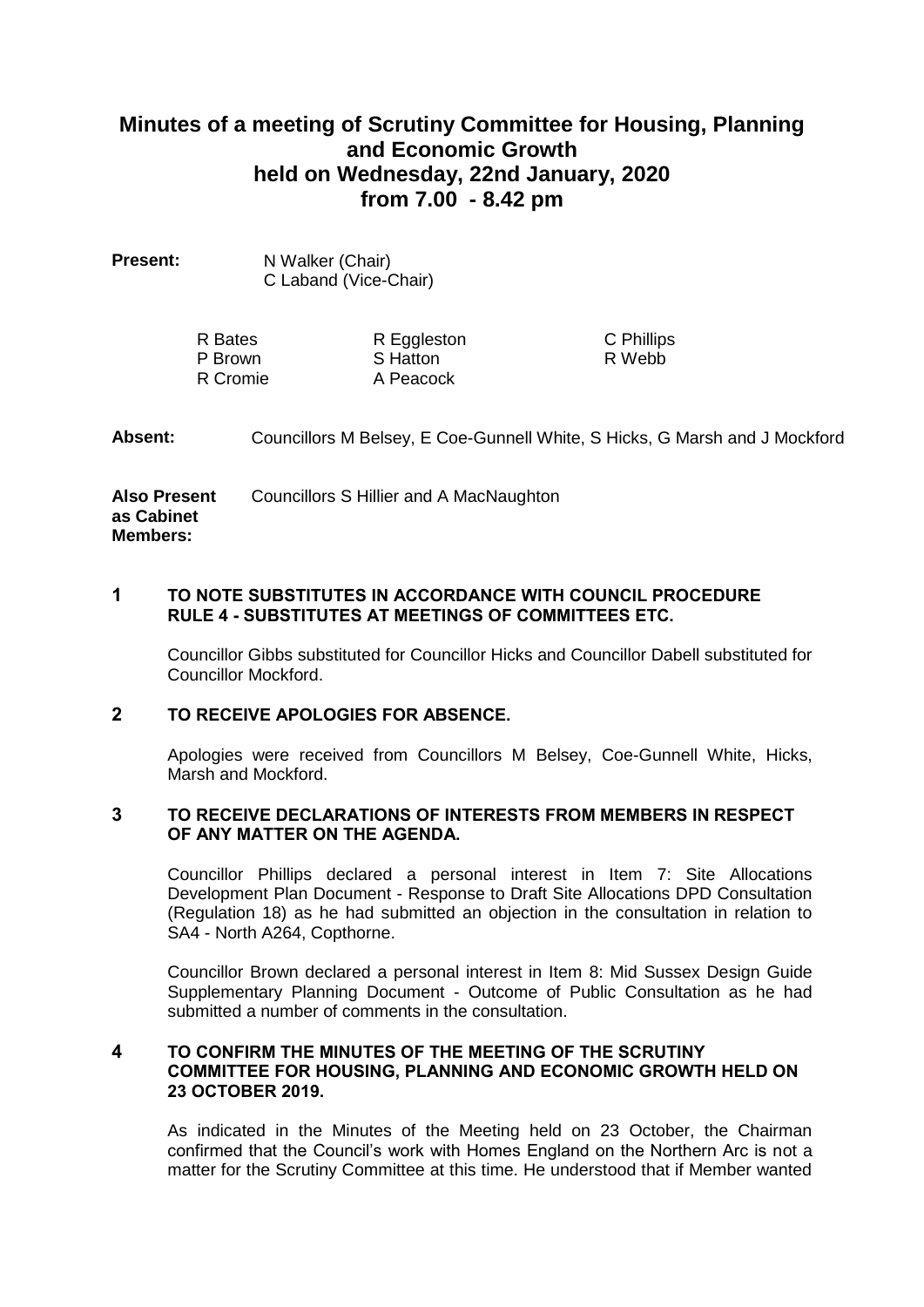# Minutes of a meeting of Scrutiny Committee for Housing, Planning and Economic Growth held on Wednesday, 22nd January, 2020 from 7.00 - 8.42 pm

**Present:** N Walker (Chair)
C Laband (Vice-Chair)

| | | |
|---|---|---|
| R Bates | R Eggleston | C Phillips |
| P Brown | S Hatton | R Webb |
| R Cromie | A Peacock | |

**Absent:** Councillors M Belsey, E Coe-Gunnell White, S Hicks, G Marsh and J Mockford

**Also Present as Cabinet Members:** Councillors S Hillier and A MacNaughton

## 1 TO NOTE SUBSTITUTES IN ACCORDANCE WITH COUNCIL PROCEDURE RULE 4 - SUBSTITUTES AT MEETINGS OF COMMITTEES ETC.

Councillor Gibbs substituted for Councillor Hicks and Councillor Dabell substituted for Councillor Mockford.

## 2 TO RECEIVE APOLOGIES FOR ABSENCE.

Apologies were received from Councillors M Belsey, Coe-Gunnell White, Hicks, Marsh and Mockford.

## 3 TO RECEIVE DECLARATIONS OF INTERESTS FROM MEMBERS IN RESPECT OF ANY MATTER ON THE AGENDA.

Councillor Phillips declared a personal interest in Item 7: Site Allocations Development Plan Document - Response to Draft Site Allocations DPD Consultation (Regulation 18) as he had submitted an objection in the consultation in relation to SA4 - North A264, Copthorne.

Councillor Brown declared a personal interest in Item 8: Mid Sussex Design Guide Supplementary Planning Document - Outcome of Public Consultation as he had submitted a number of comments in the consultation.

## 4 TO CONFIRM THE MINUTES OF THE MEETING OF THE SCRUTINY COMMITTEE FOR HOUSING, PLANNING AND ECONOMIC GROWTH HELD ON 23 OCTOBER 2019.

As indicated in the Minutes of the Meeting held on 23 October, the Chairman confirmed that the Council's work with Homes England on the Northern Arc is not a matter for the Scrutiny Committee at this time. He understood that if Member wanted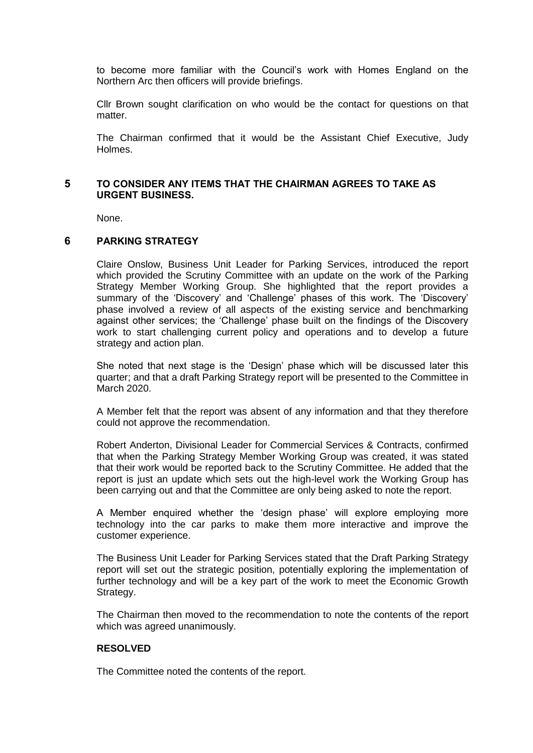to become more familiar with the Council's work with Homes England on the Northern Arc then officers will provide briefings.

Cllr Brown sought clarification on who would be the contact for questions on that matter.

The Chairman confirmed that it would be the Assistant Chief Executive, Judy Holmes.

## 5 TO CONSIDER ANY ITEMS THAT THE CHAIRMAN AGREES TO TAKE AS URGENT BUSINESS.

None.

## 6 PARKING STRATEGY

Claire Onslow, Business Unit Leader for Parking Services, introduced the report which provided the Scrutiny Committee with an update on the work of the Parking Strategy Member Working Group. She highlighted that the report provides a summary of the 'Discovery' and 'Challenge' phases of this work. The 'Discovery' phase involved a review of all aspects of the existing service and benchmarking against other services; the 'Challenge' phase built on the findings of the Discovery work to start challenging current policy and operations and to develop a future strategy and action plan.

She noted that next stage is the 'Design' phase which will be discussed later this quarter; and that a draft Parking Strategy report will be presented to the Committee in March 2020.

A Member felt that the report was absent of any information and that they therefore could not approve the recommendation.

Robert Anderton, Divisional Leader for Commercial Services & Contracts, confirmed that when the Parking Strategy Member Working Group was created, it was stated that their work would be reported back to the Scrutiny Committee. He added that the report is just an update which sets out the high-level work the Working Group has been carrying out and that the Committee are only being asked to note the report.

A Member enquired whether the 'design phase' will explore employing more technology into the car parks to make them more interactive and improve the customer experience.

The Business Unit Leader for Parking Services stated that the Draft Parking Strategy report will set out the strategic position, potentially exploring the implementation of further technology and will be a key part of the work to meet the Economic Growth Strategy.

The Chairman then moved to the recommendation to note the contents of the report which was agreed unanimously.

**RESOLVED**

The Committee noted the contents of the report.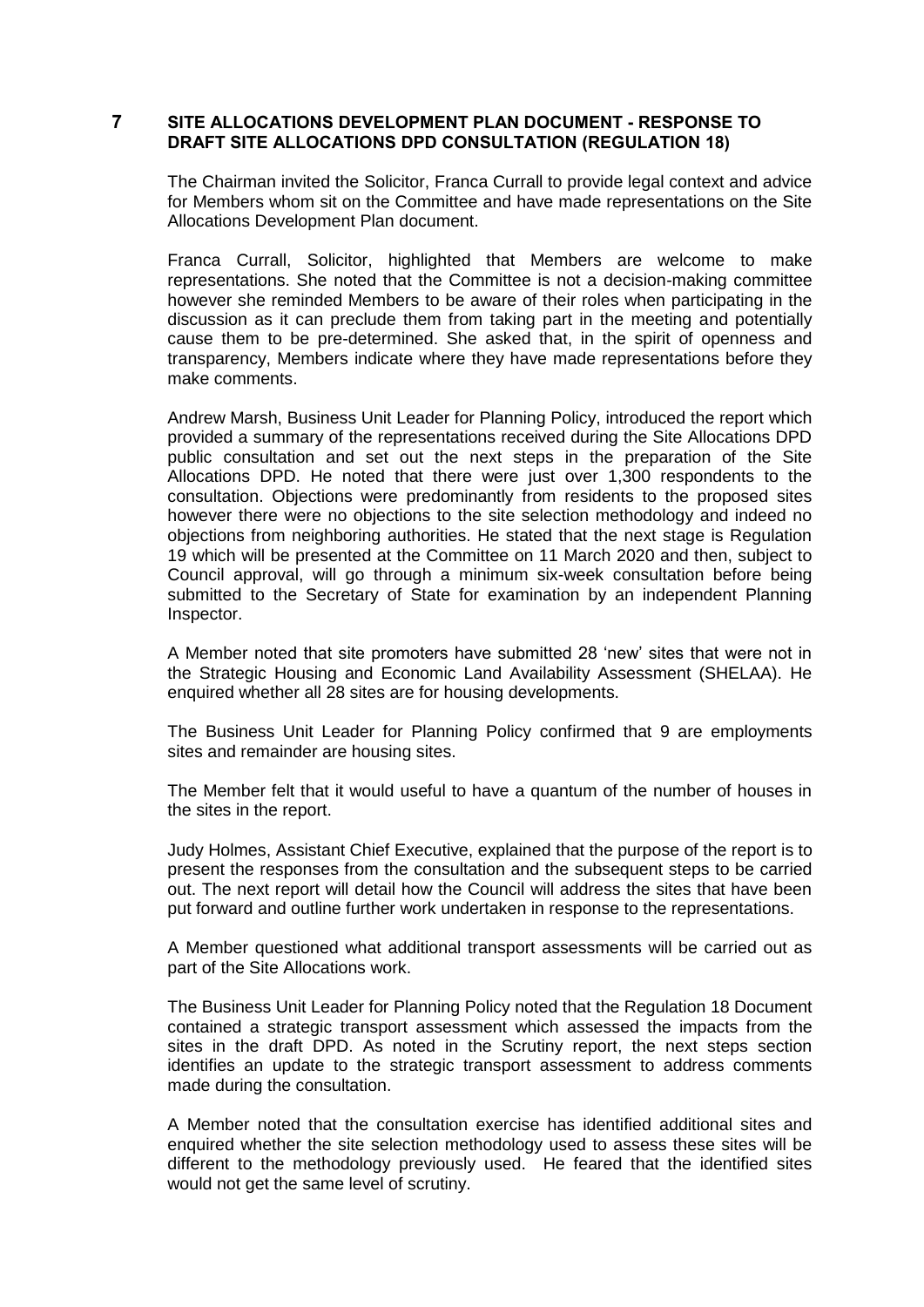## 7 SITE ALLOCATIONS DEVELOPMENT PLAN DOCUMENT - RESPONSE TO DRAFT SITE ALLOCATIONS DPD CONSULTATION (REGULATION 18)

The Chairman invited the Solicitor, Franca Currall to provide legal context and advice for Members whom sit on the Committee and have made representations on the Site Allocations Development Plan document.

Franca Currall, Solicitor, highlighted that Members are welcome to make representations. She noted that the Committee is not a decision-making committee however she reminded Members to be aware of their roles when participating in the discussion as it can preclude them from taking part in the meeting and potentially cause them to be pre-determined. She asked that, in the spirit of openness and transparency, Members indicate where they have made representations before they make comments.

Andrew Marsh, Business Unit Leader for Planning Policy, introduced the report which provided a summary of the representations received during the Site Allocations DPD public consultation and set out the next steps in the preparation of the Site Allocations DPD. He noted that there were just over 1,300 respondents to the consultation. Objections were predominantly from residents to the proposed sites however there were no objections to the site selection methodology and indeed no objections from neighboring authorities. He stated that the next stage is Regulation 19 which will be presented at the Committee on 11 March 2020 and then, subject to Council approval, will go through a minimum six-week consultation before being submitted to the Secretary of State for examination by an independent Planning Inspector.

A Member noted that site promoters have submitted 28 'new' sites that were not in the Strategic Housing and Economic Land Availability Assessment (SHELAA). He enquired whether all 28 sites are for housing developments.

The Business Unit Leader for Planning Policy confirmed that 9 are employments sites and remainder are housing sites.

The Member felt that it would useful to have a quantum of the number of houses in the sites in the report.

Judy Holmes, Assistant Chief Executive, explained that the purpose of the report is to present the responses from the consultation and the subsequent steps to be carried out. The next report will detail how the Council will address the sites that have been put forward and outline further work undertaken in response to the representations.

A Member questioned what additional transport assessments will be carried out as part of the Site Allocations work.

The Business Unit Leader for Planning Policy noted that the Regulation 18 Document contained a strategic transport assessment which assessed the impacts from the sites in the draft DPD. As noted in the Scrutiny report, the next steps section identifies an update to the strategic transport assessment to address comments made during the consultation.

A Member noted that the consultation exercise has identified additional sites and enquired whether the site selection methodology used to assess these sites will be different to the methodology previously used. He feared that the identified sites would not get the same level of scrutiny.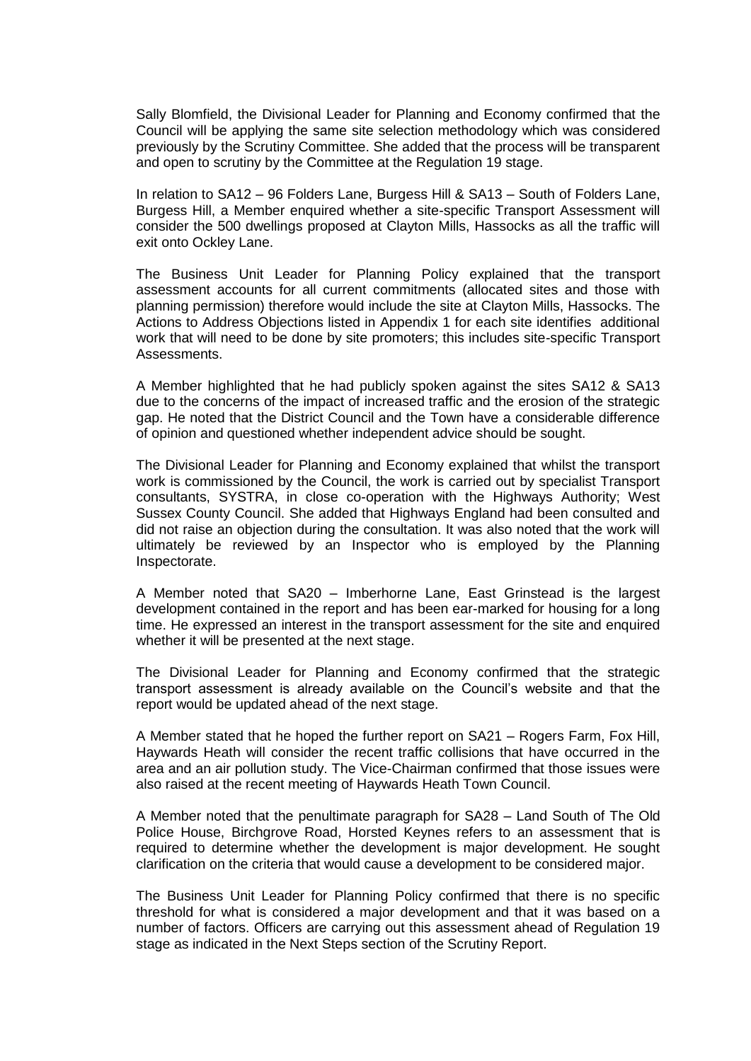Sally Blomfield, the Divisional Leader for Planning and Economy confirmed that the Council will be applying the same site selection methodology which was considered previously by the Scrutiny Committee. She added that the process will be transparent and open to scrutiny by the Committee at the Regulation 19 stage.

In relation to SA12 – 96 Folders Lane, Burgess Hill & SA13 – South of Folders Lane, Burgess Hill, a Member enquired whether a site-specific Transport Assessment will consider the 500 dwellings proposed at Clayton Mills, Hassocks as all the traffic will exit onto Ockley Lane.

The Business Unit Leader for Planning Policy explained that the transport assessment accounts for all current commitments (allocated sites and those with planning permission) therefore would include the site at Clayton Mills, Hassocks. The Actions to Address Objections listed in Appendix 1 for each site identifies additional work that will need to be done by site promoters; this includes site-specific Transport Assessments.

A Member highlighted that he had publicly spoken against the sites SA12 & SA13 due to the concerns of the impact of increased traffic and the erosion of the strategic gap. He noted that the District Council and the Town have a considerable difference of opinion and questioned whether independent advice should be sought.

The Divisional Leader for Planning and Economy explained that whilst the transport work is commissioned by the Council, the work is carried out by specialist Transport consultants, SYSTRA, in close co-operation with the Highways Authority; West Sussex County Council. She added that Highways England had been consulted and did not raise an objection during the consultation. It was also noted that the work will ultimately be reviewed by an Inspector who is employed by the Planning Inspectorate.

A Member noted that SA20 – Imberhorne Lane, East Grinstead is the largest development contained in the report and has been ear-marked for housing for a long time. He expressed an interest in the transport assessment for the site and enquired whether it will be presented at the next stage.

The Divisional Leader for Planning and Economy confirmed that the strategic transport assessment is already available on the Council's website and that the report would be updated ahead of the next stage.

A Member stated that he hoped the further report on SA21 – Rogers Farm, Fox Hill, Haywards Heath will consider the recent traffic collisions that have occurred in the area and an air pollution study. The Vice-Chairman confirmed that those issues were also raised at the recent meeting of Haywards Heath Town Council.

A Member noted that the penultimate paragraph for SA28 – Land South of The Old Police House, Birchgrove Road, Horsted Keynes refers to an assessment that is required to determine whether the development is major development. He sought clarification on the criteria that would cause a development to be considered major.

The Business Unit Leader for Planning Policy confirmed that there is no specific threshold for what is considered a major development and that it was based on a number of factors. Officers are carrying out this assessment ahead of Regulation 19 stage as indicated in the Next Steps section of the Scrutiny Report.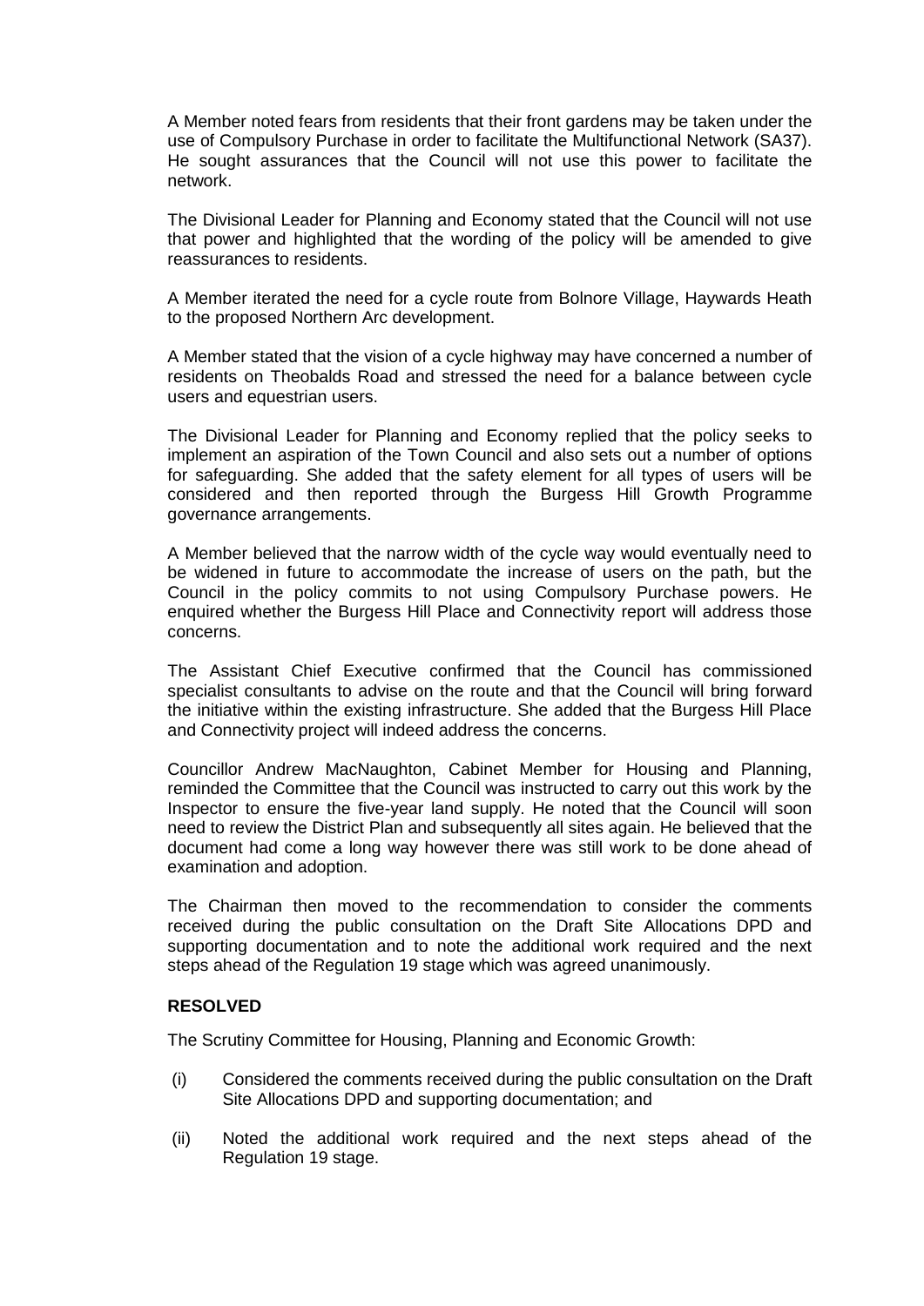A Member noted fears from residents that their front gardens may be taken under the use of Compulsory Purchase in order to facilitate the Multifunctional Network (SA37). He sought assurances that the Council will not use this power to facilitate the network.

The Divisional Leader for Planning and Economy stated that the Council will not use that power and highlighted that the wording of the policy will be amended to give reassurances to residents.

A Member iterated the need for a cycle route from Bolnore Village, Haywards Heath to the proposed Northern Arc development.

A Member stated that the vision of a cycle highway may have concerned a number of residents on Theobalds Road and stressed the need for a balance between cycle users and equestrian users.

The Divisional Leader for Planning and Economy replied that the policy seeks to implement an aspiration of the Town Council and also sets out a number of options for safeguarding. She added that the safety element for all types of users will be considered and then reported through the Burgess Hill Growth Programme governance arrangements.

A Member believed that the narrow width of the cycle way would eventually need to be widened in future to accommodate the increase of users on the path, but the Council in the policy commits to not using Compulsory Purchase powers. He enquired whether the Burgess Hill Place and Connectivity report will address those concerns.

The Assistant Chief Executive confirmed that the Council has commissioned specialist consultants to advise on the route and that the Council will bring forward the initiative within the existing infrastructure. She added that the Burgess Hill Place and Connectivity project will indeed address the concerns.

Councillor Andrew MacNaughton, Cabinet Member for Housing and Planning, reminded the Committee that the Council was instructed to carry out this work by the Inspector to ensure the five-year land supply. He noted that the Council will soon need to review the District Plan and subsequently all sites again. He believed that the document had come a long way however there was still work to be done ahead of examination and adoption.

The Chairman then moved to the recommendation to consider the comments received during the public consultation on the Draft Site Allocations DPD and supporting documentation and to note the additional work required and the next steps ahead of the Regulation 19 stage which was agreed unanimously.

**RESOLVED**

The Scrutiny Committee for Housing, Planning and Economic Growth:

(i) Considered the comments received during the public consultation on the Draft Site Allocations DPD and supporting documentation; and

(ii) Noted the additional work required and the next steps ahead of the Regulation 19 stage.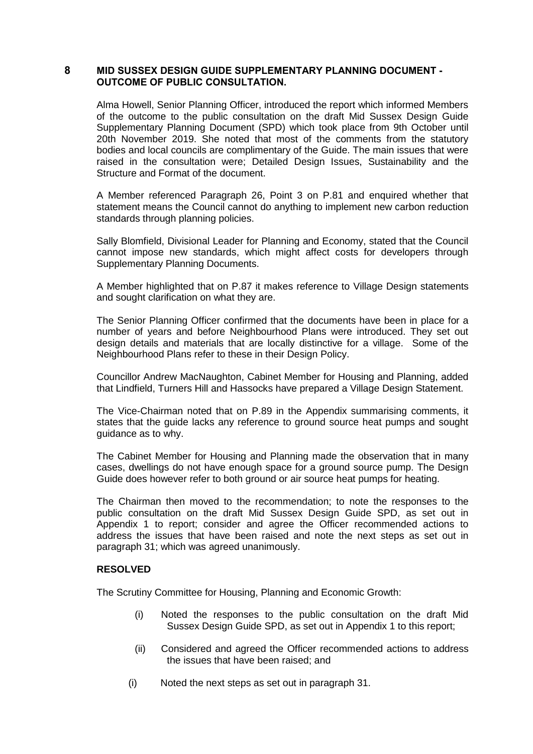## 8 MID SUSSEX DESIGN GUIDE SUPPLEMENTARY PLANNING DOCUMENT - OUTCOME OF PUBLIC CONSULTATION.

Alma Howell, Senior Planning Officer, introduced the report which informed Members of the outcome to the public consultation on the draft Mid Sussex Design Guide Supplementary Planning Document (SPD) which took place from 9th October until 20th November 2019. She noted that most of the comments from the statutory bodies and local councils are complimentary of the Guide. The main issues that were raised in the consultation were; Detailed Design Issues, Sustainability and the Structure and Format of the document.

A Member referenced Paragraph 26, Point 3 on P.81 and enquired whether that statement means the Council cannot do anything to implement new carbon reduction standards through planning policies.

Sally Blomfield, Divisional Leader for Planning and Economy, stated that the Council cannot impose new standards, which might affect costs for developers through Supplementary Planning Documents.

A Member highlighted that on P.87 it makes reference to Village Design statements and sought clarification on what they are.

The Senior Planning Officer confirmed that the documents have been in place for a number of years and before Neighbourhood Plans were introduced. They set out design details and materials that are locally distinctive for a village. Some of the Neighbourhood Plans refer to these in their Design Policy.

Councillor Andrew MacNaughton, Cabinet Member for Housing and Planning, added that Lindfield, Turners Hill and Hassocks have prepared a Village Design Statement.

The Vice-Chairman noted that on P.89 in the Appendix summarising comments, it states that the guide lacks any reference to ground source heat pumps and sought guidance as to why.

The Cabinet Member for Housing and Planning made the observation that in many cases, dwellings do not have enough space for a ground source pump. The Design Guide does however refer to both ground or air source heat pumps for heating.

The Chairman then moved to the recommendation; to note the responses to the public consultation on the draft Mid Sussex Design Guide SPD, as set out in Appendix 1 to report; consider and agree the Officer recommended actions to address the issues that have been raised and note the next steps as set out in paragraph 31; which was agreed unanimously.

**RESOLVED**

The Scrutiny Committee for Housing, Planning and Economic Growth:

(i) Noted the responses to the public consultation on the draft Mid Sussex Design Guide SPD, as set out in Appendix 1 to this report;

(ii) Considered and agreed the Officer recommended actions to address the issues that have been raised; and

(i) Noted the next steps as set out in paragraph 31.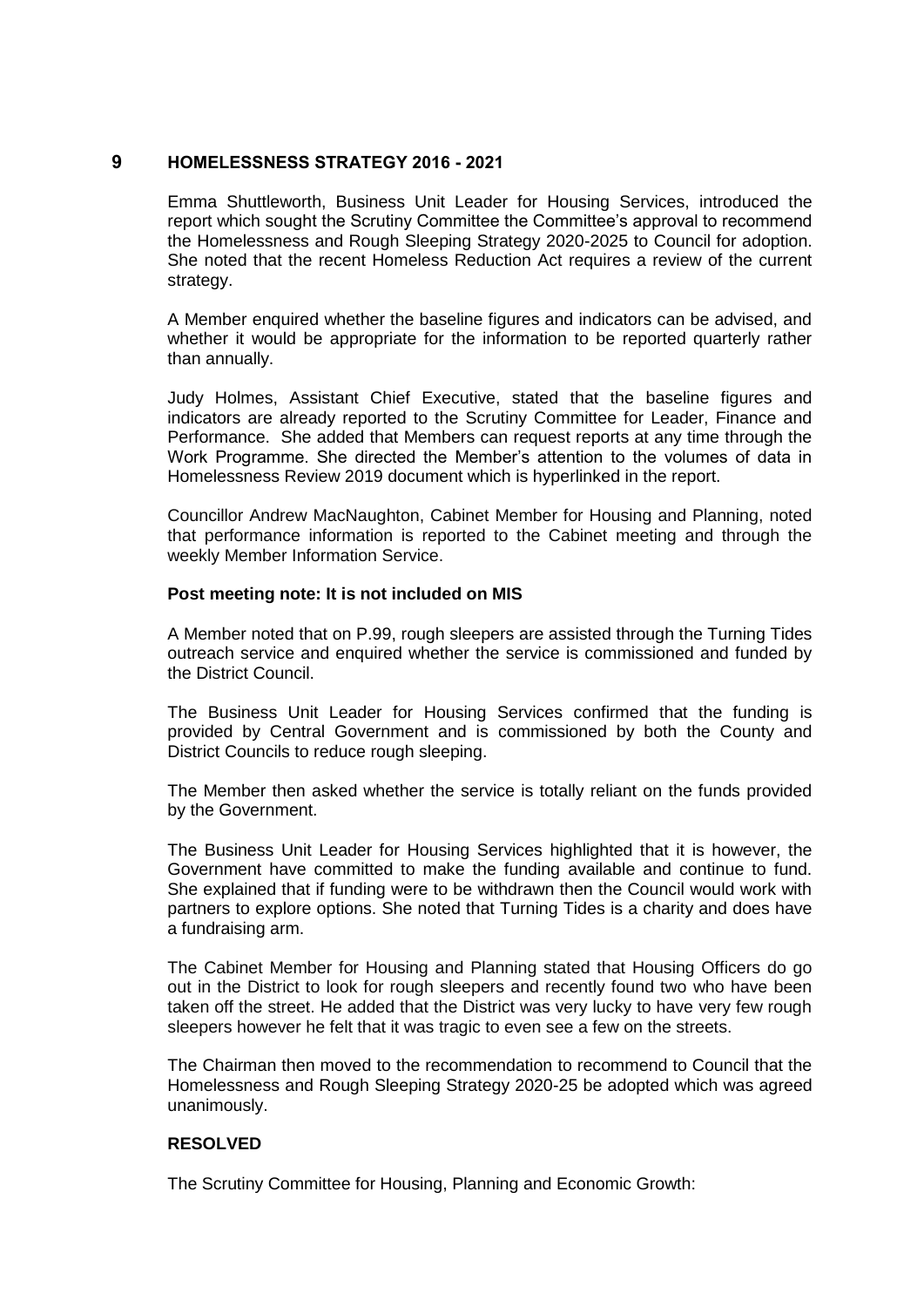## 9 HOMELESSNESS STRATEGY 2016 - 2021

Emma Shuttleworth, Business Unit Leader for Housing Services, introduced the report which sought the Scrutiny Committee the Committee's approval to recommend the Homelessness and Rough Sleeping Strategy 2020-2025 to Council for adoption. She noted that the recent Homeless Reduction Act requires a review of the current strategy.

A Member enquired whether the baseline figures and indicators can be advised, and whether it would be appropriate for the information to be reported quarterly rather than annually.

Judy Holmes, Assistant Chief Executive, stated that the baseline figures and indicators are already reported to the Scrutiny Committee for Leader, Finance and Performance. She added that Members can request reports at any time through the Work Programme. She directed the Member's attention to the volumes of data in Homelessness Review 2019 document which is hyperlinked in the report.

Councillor Andrew MacNaughton, Cabinet Member for Housing and Planning, noted that performance information is reported to the Cabinet meeting and through the weekly Member Information Service.

**Post meeting note: It is not included on MIS**

A Member noted that on P.99, rough sleepers are assisted through the Turning Tides outreach service and enquired whether the service is commissioned and funded by the District Council.

The Business Unit Leader for Housing Services confirmed that the funding is provided by Central Government and is commissioned by both the County and District Councils to reduce rough sleeping.

The Member then asked whether the service is totally reliant on the funds provided by the Government.

The Business Unit Leader for Housing Services highlighted that it is however, the Government have committed to make the funding available and continue to fund. She explained that if funding were to be withdrawn then the Council would work with partners to explore options. She noted that Turning Tides is a charity and does have a fundraising arm.

The Cabinet Member for Housing and Planning stated that Housing Officers do go out in the District to look for rough sleepers and recently found two who have been taken off the street. He added that the District was very lucky to have very few rough sleepers however he felt that it was tragic to even see a few on the streets.

The Chairman then moved to the recommendation to recommend to Council that the Homelessness and Rough Sleeping Strategy 2020-25 be adopted which was agreed unanimously.

**RESOLVED**

The Scrutiny Committee for Housing, Planning and Economic Growth: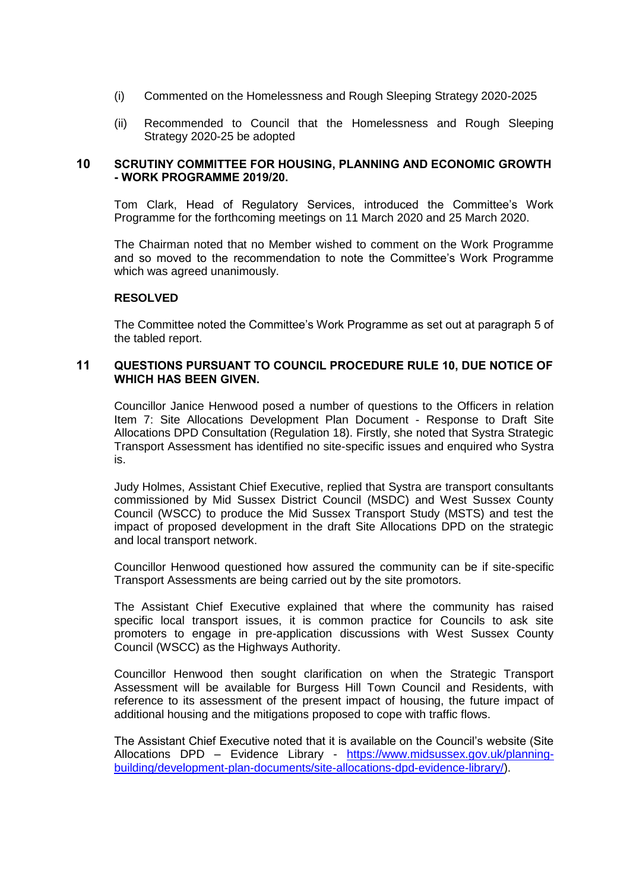(i) Commented on the Homelessness and Rough Sleeping Strategy 2020-2025

(ii) Recommended to Council that the Homelessness and Rough Sleeping Strategy 2020-25 be adopted

## 10 SCRUTINY COMMITTEE FOR HOUSING, PLANNING AND ECONOMIC GROWTH - WORK PROGRAMME 2019/20.

Tom Clark, Head of Regulatory Services, introduced the Committee's Work Programme for the forthcoming meetings on 11 March 2020 and 25 March 2020.

The Chairman noted that no Member wished to comment on the Work Programme and so moved to the recommendation to note the Committee's Work Programme which was agreed unanimously.

**RESOLVED**

The Committee noted the Committee's Work Programme as set out at paragraph 5 of the tabled report.

## 11 QUESTIONS PURSUANT TO COUNCIL PROCEDURE RULE 10, DUE NOTICE OF WHICH HAS BEEN GIVEN.

Councillor Janice Henwood posed a number of questions to the Officers in relation Item 7: Site Allocations Development Plan Document - Response to Draft Site Allocations DPD Consultation (Regulation 18). Firstly, she noted that Systra Strategic Transport Assessment has identified no site-specific issues and enquired who Systra is.

Judy Holmes, Assistant Chief Executive, replied that Systra are transport consultants commissioned by Mid Sussex District Council (MSDC) and West Sussex County Council (WSCC) to produce the Mid Sussex Transport Study (MSTS) and test the impact of proposed development in the draft Site Allocations DPD on the strategic and local transport network.

Councillor Henwood questioned how assured the community can be if site-specific Transport Assessments are being carried out by the site promotors.

The Assistant Chief Executive explained that where the community has raised specific local transport issues, it is common practice for Councils to ask site promoters to engage in pre-application discussions with West Sussex County Council (WSCC) as the Highways Authority.

Councillor Henwood then sought clarification on when the Strategic Transport Assessment will be available for Burgess Hill Town Council and Residents, with reference to its assessment of the present impact of housing, the future impact of additional housing and the mitigations proposed to cope with traffic flows.

The Assistant Chief Executive noted that it is available on the Council's website (Site Allocations DPD – Evidence Library - [https://www.midsussex.gov.uk/planning-building/development-plan-documents/site-allocations-dpd-evidence-library/](https://www.midsussex.gov.uk/planning-building/development-plan-documents/site-allocations-dpd-evidence-library/)).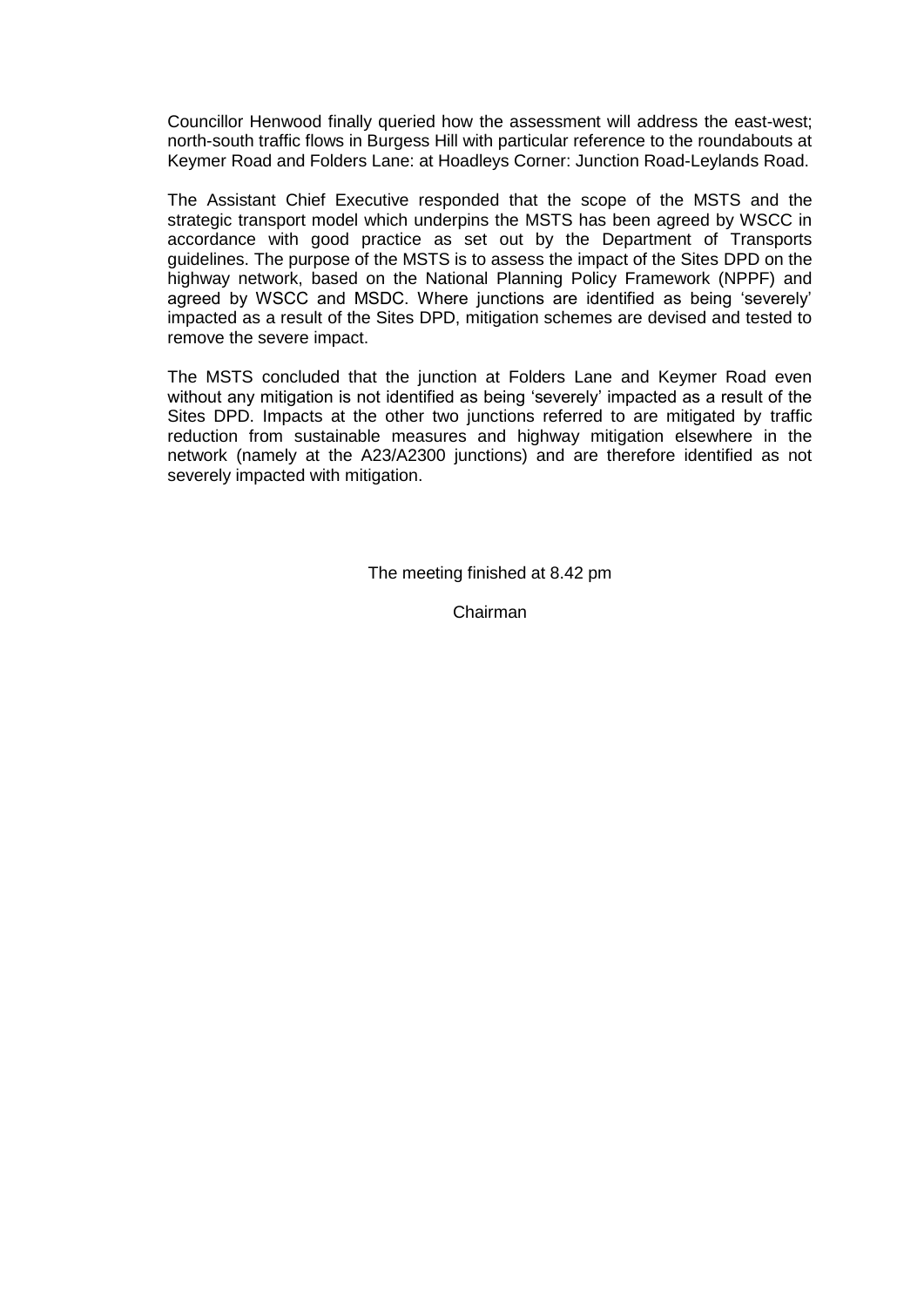Councillor Henwood finally queried how the assessment will address the east-west; north-south traffic flows in Burgess Hill with particular reference to the roundabouts at Keymer Road and Folders Lane: at Hoadleys Corner: Junction Road-Leylands Road.

The Assistant Chief Executive responded that the scope of the MSTS and the strategic transport model which underpins the MSTS has been agreed by WSCC in accordance with good practice as set out by the Department of Transports guidelines. The purpose of the MSTS is to assess the impact of the Sites DPD on the highway network, based on the National Planning Policy Framework (NPPF) and agreed by WSCC and MSDC. Where junctions are identified as being 'severely' impacted as a result of the Sites DPD, mitigation schemes are devised and tested to remove the severe impact.

The MSTS concluded that the junction at Folders Lane and Keymer Road even without any mitigation is not identified as being 'severely' impacted as a result of the Sites DPD. Impacts at the other two junctions referred to are mitigated by traffic reduction from sustainable measures and highway mitigation elsewhere in the network (namely at the A23/A2300 junctions) and are therefore identified as not severely impacted with mitigation.

The meeting finished at 8.42 pm

Chairman